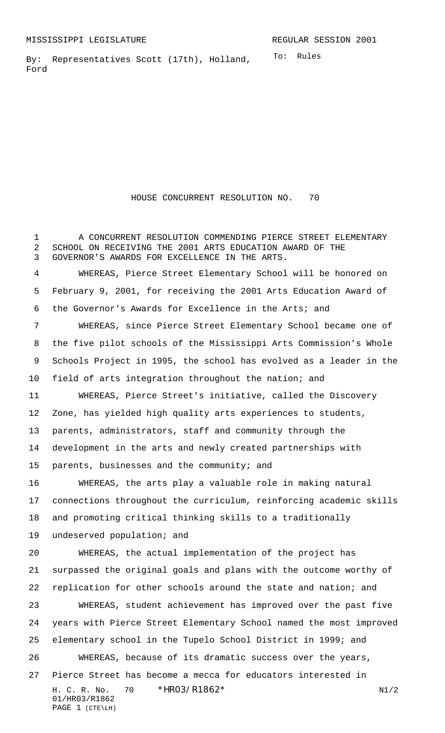MISSISSIPPI LEGISLATURE REGULAR SESSION 2001

By: Representatives Scott (17th), Holland, Ford

To: Rules

# HOUSE CONCURRENT RESOLUTION NO. 70

A CONCURRENT RESOLUTION COMMENDING PIERCE STREET ELEMENTARY SCHOOL ON RECEIVING THE 2001 ARTS EDUCATION AWARD OF THE GOVERNOR'S AWARDS FOR EXCELLENCE IN THE ARTS.

WHEREAS, Pierce Street Elementary School will be honored on February 9, 2001, for receiving the 2001 Arts Education Award of the Governor's Awards for Excellence in the Arts; and

WHEREAS, since Pierce Street Elementary School became one of the five pilot schools of the Mississippi Arts Commission's Whole Schools Project in 1995, the school has evolved as a leader in the field of arts integration throughout the nation; and

WHEREAS, Pierce Street's initiative, called the Discovery Zone, has yielded high quality arts experiences to students, parents, administrators, staff and community through the development in the arts and newly created partnerships with parents, businesses and the community; and

WHEREAS, the arts play a valuable role in making natural connections throughout the curriculum, reinforcing academic skills and promoting critical thinking skills to a traditionally undeserved population; and

WHEREAS, the actual implementation of the project has surpassed the original goals and plans with the outcome worthy of replication for other schools around the state and nation; and

WHEREAS, student achievement has improved over the past five years with Pierce Street Elementary School named the most improved elementary school in the Tupelo School District in 1999; and

WHEREAS, because of its dramatic success over the years, Pierce Street has become a mecca for educators interested in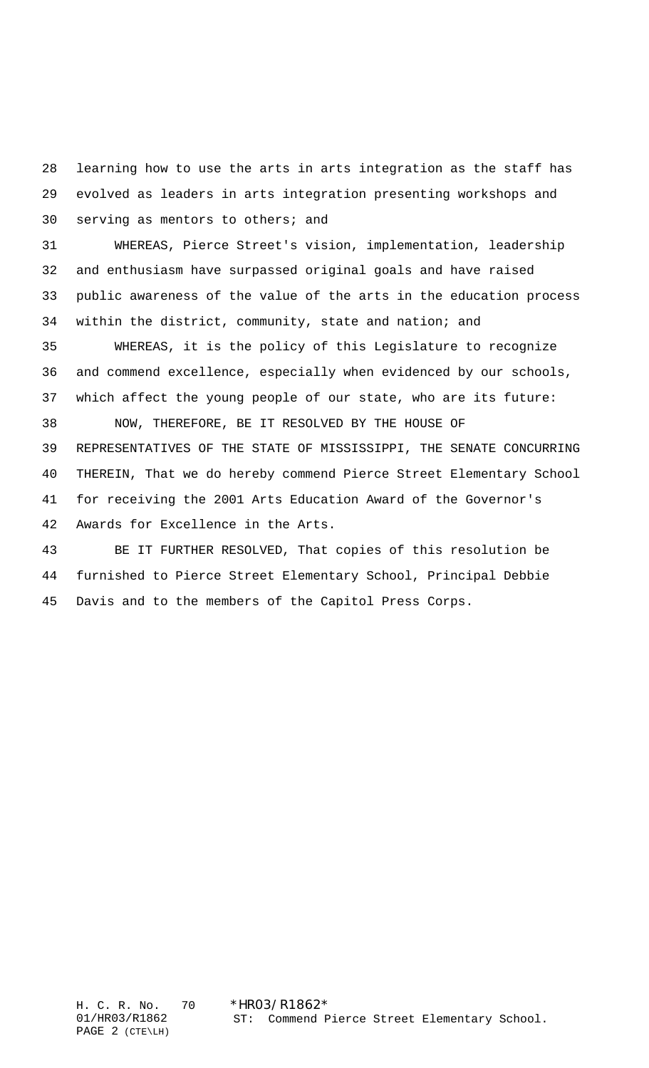learning how to use the arts in arts integration as the staff has evolved as leaders in arts integration presenting workshops and serving as mentors to others; and

WHEREAS, Pierce Street's vision, implementation, leadership and enthusiasm have surpassed original goals and have raised public awareness of the value of the arts in the education process within the district, community, state and nation; and

WHEREAS, it is the policy of this Legislature to recognize and commend excellence, especially when evidenced by our schools, which affect the young people of our state, who are its future:

NOW, THEREFORE, BE IT RESOLVED BY THE HOUSE OF REPRESENTATIVES OF THE STATE OF MISSISSIPPI, THE SENATE CONCURRING THEREIN, That we do hereby commend Pierce Street Elementary School for receiving the 2001 Arts Education Award of the Governor's Awards for Excellence in the Arts.

BE IT FURTHER RESOLVED, That copies of this resolution be furnished to Pierce Street Elementary School, Principal Debbie Davis and to the members of the Capitol Press Corps.